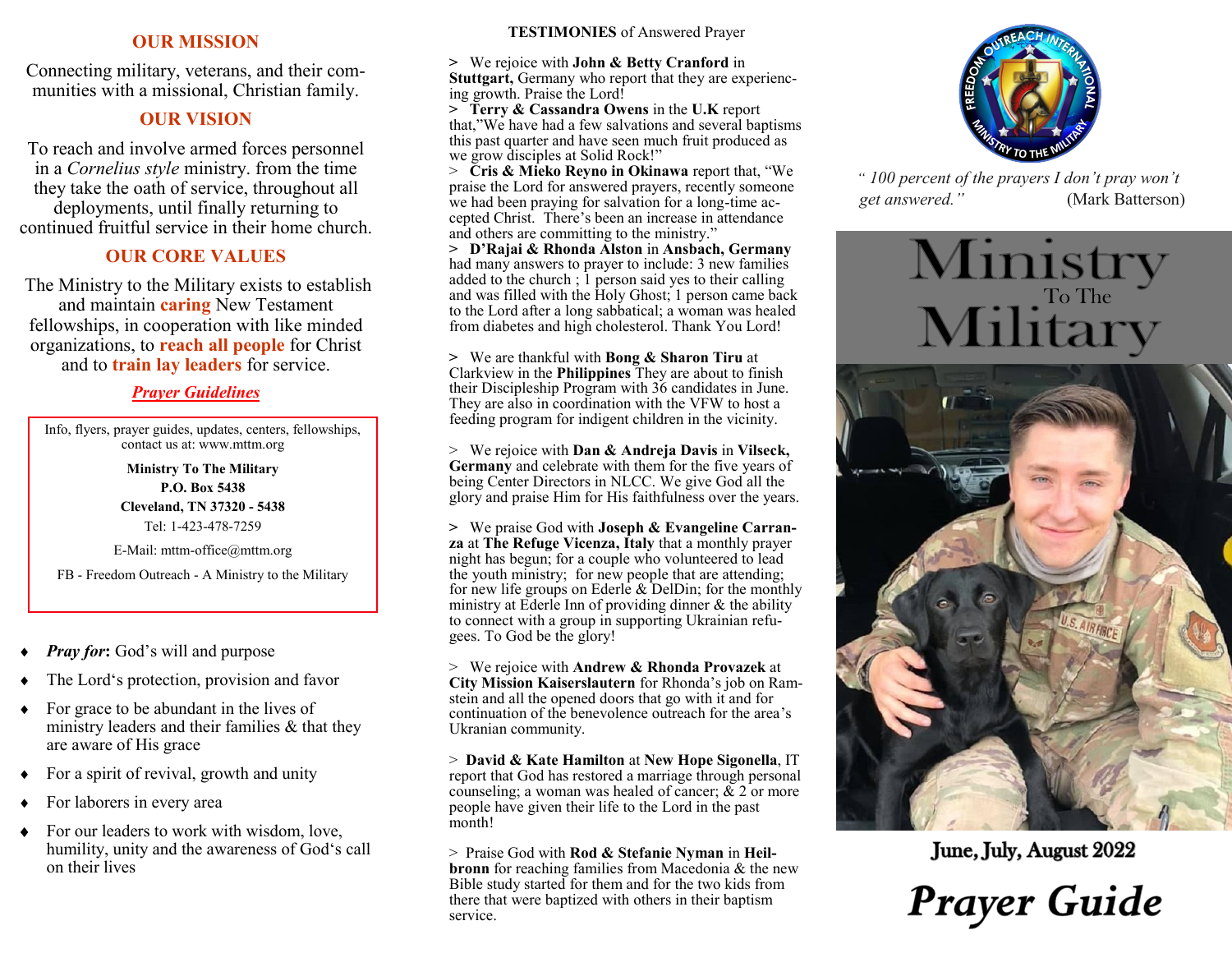## OUR MISSION

Connecting military, veterans, and their communities with a missional, Christian family.

## OUR VISION

To reach and involve armed forces personnel in a *Cornelius style* ministry. from the time they take the oath of service, throughout all deployments, until finally returning to continued fruitful service in their home church.

## OUR CORE VALUES

The Ministry to the Military exists to establish and maintain **caring** New Testament fellowships, in cooperation with like minded organizations, to **reach all people** for Christ and to **train lay leaders** for service.

***Prayer Guidelines***

Info, flyers, prayer guides, updates, centers, fellowships, contact us at: www.mttm.org

**Ministry To The Military**
**P.O. Box 5438**
**Cleveland, TN 37320 - 5438**
Tel: 1-423-478-7259

E-Mail: mttm-office@mttm.org

FB - Freedom Outreach - A Ministry to the Military

- ***Pray for*:** God's will and purpose
- The Lord's protection, provision and favor
- For grace to be abundant in the lives of ministry leaders and their families & that they are aware of His grace
- For a spirit of revival, growth and unity
- For laborers in every area
- For our leaders to work with wisdom, love, humility, unity and the awareness of God's call on their lives

## TESTIMONIES of Answered Prayer

> We rejoice with **John & Betty Cranford** in **Stuttgart,** Germany who report that they are experiencing growth. Praise the Lord!

> **Terry & Cassandra Owens** in the **U.K** report that,"We have had a few salvations and several baptisms this past quarter and have seen much fruit produced as we grow disciples at Solid Rock!"

> **Cris & Mieko Reyno in Okinawa** report that, "We praise the Lord for answered prayers, recently someone we had been praying for salvation for a long-time accepted Christ. There's been an increase in attendance and others are committing to the ministry."

> **D'Rajai & Rhonda Alston** in **Ansbach, Germany** had many answers to prayer to include: 3 new families added to the church ; 1 person said yes to their calling and was filled with the Holy Ghost; 1 person came back to the Lord after a long sabbatical; a woman was healed from diabetes and high cholesterol. Thank You Lord!

> We are thankful with **Bong & Sharon Tiru** at Clarkview in the **Philippines** They are about to finish their Discipleship Program with 36 candidates in June. They are also in coordination with the VFW to host a feeding program for indigent children in the vicinity.

> We rejoice with **Dan & Andreja Davis** in **Vilseck, Germany** and celebrate with them for the five years of being Center Directors in NLCC. We give God all the glory and praise Him for His faithfulness over the years.

> We praise God with **Joseph & Evangeline Carranza** at **The Refuge Vicenza, Italy** that a monthly prayer night has begun; for a couple who volunteered to lead the youth ministry; for new people that are attending; for new life groups on Ederle & DelDin; for the monthly ministry at Ederle Inn of providing dinner & the ability to connect with a group in supporting Ukrainian refugees. To God be the glory!

> We rejoice with **Andrew & Rhonda Provazek** at **City Mission Kaiserslautern** for Rhonda's job on Ramstein and all the opened doors that go with it and for continuation of the benevolence outreach for the area's Ukranian community.

> **David & Kate Hamilton** at **New Hope Sigonella**, IT report that God has restored a marriage through personal counseling; a woman was healed of cancer; & 2 or more people have given their life to the Lord in the past month!

> Praise God with **Rod & Stefanie Nyman** in **Heilbronn** for reaching families from Macedonia & the new Bible study started for them and for the two kids from there that were baptized with others in their baptism service.

*" 100 percent of the prayers I don't pray won't get answered."* (Mark Batterson)

# Ministry To The Military

**June, July, August 2022**

# *Prayer Guide*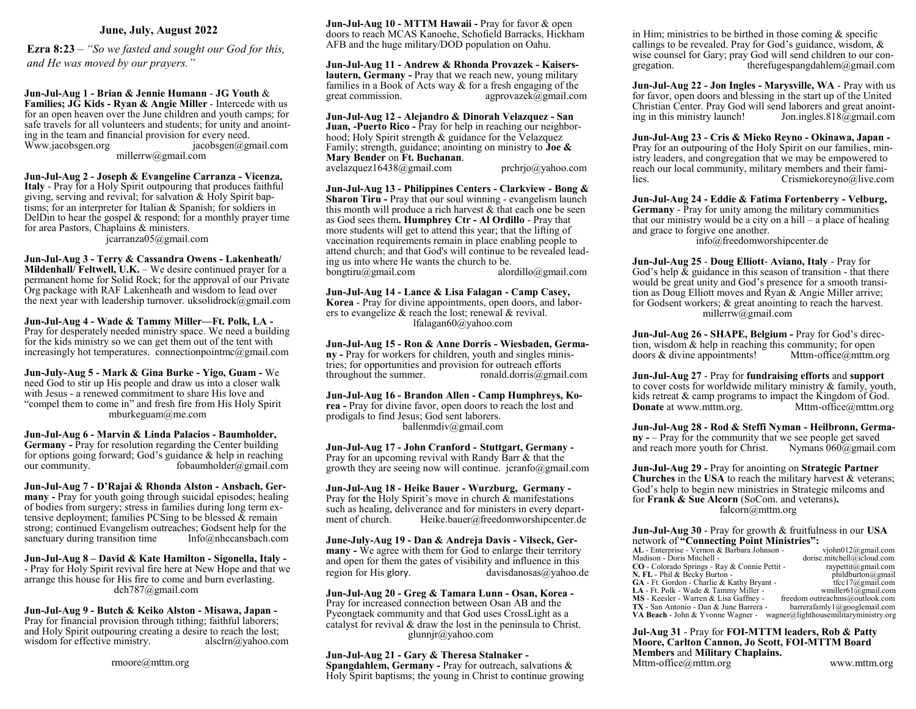## June, July, August 2022

**Ezra 8:23** – *"So we fasted and sought our God for this, and He was moved by our prayers."*

**Jun-Jul-Aug 1 - Brian & Jennie Humann** - **JG Youth** & **Families; JG Kids - Ryan & Angie Miller** - Intercede with us for an open heaven over the June children and youth camps; for safe travels for all volunteers and students; for unity and anointing in the team and financial provision for every need.
Www.jacobsgen.org jacobsgen@gmail.com
millerrw@gmail.com

**Jun-Jul-Aug 2 - Joseph & Evangeline Carranza - Vicenza, Italy** - Pray for a Holy Spirit outpouring that produces faithful giving, serving and revival; for salvation & Holy Spirit baptisms; for an interpreter for Italian & Spanish; for soldiers in DelDin to hear the gospel & respond; for a monthly prayer time for area Pastors, Chaplains & ministers.
jcarranza05@gmail.com

**Jun-Jul-Aug 3 - Terry & Cassandra Owens - Lakenheath/ Mildenhall/ Feltwell, U.K.** – We desire continued prayer for a permanent home for Solid Rock; for the approval of our Private Org package with RAF Lakenheath and wisdom to lead over the next year with leadership turnover. uksolidrock@gmail.com

**Jun-Jul-Aug 4 - Wade & Tammy Miller—Ft. Polk, LA -** Pray for desperately needed ministry space. We need a building for the kids ministry so we can get them out of the tent with increasingly hot temperatures. connectionpointmc@gmail.com

**Jun-July-Aug 5 - Mark & Gina Burke - Yigo, Guam -** We need God to stir up His people and draw us into a closer walk with Jesus - a renewed commitment to share His love and "compel them to come in" and fresh fire from His Holy Spirit
mburkeguam@me.com

**Jun-Jul-Aug 6 - Marvin & Linda Palacios - Baumholder, Germany -** Pray for resolution regarding the Center building for options going forward; God's guidance & help in reaching our community. fobaumholder@gmail.com

**Jun-Jul-Aug 7 - D'Rajai & Rhonda Alston - Ansbach, Germany -** Pray for youth going through suicidal episodes; healing of bodies from surgery; stress in families during long term extensive deployment; families PCSing to be blessed & remain strong; continued Evangelism outreaches; Godsent help for the sanctuary during transition time Info@nhccansbach.com

**Jun-Jul-Aug 8 – David & Kate Hamilton - Sigonella, Italy -** - Pray for Holy Spirit revival fire here at New Hope and that we arrange this house for His fire to come and burn everlasting.
dch787@gmail.com

**Jun-Jul-Aug 9 - Butch & Keiko Alston - Misawa, Japan -** Pray for financial provision through tithing; faithful laborers; and Holy Spirit outpouring creating a desire to reach the lost; wisdom for effective ministry. alsclrn@yahoo.com

rmoore@mttm.org

**Jun-Jul-Aug 10 - MTTM Hawaii -** Pray for favor & open doors to reach MCAS Kanoehe, Schofield Barracks, Hickham AFB and the huge military/DOD population on Oahu.

**Jun-Jul-Aug 11 - Andrew & Rhonda Provazek - Kaiserslautern, Germany -** Pray that we reach new, young military families in a Book of Acts way & for a fresh engaging of the great commission. agprovazek@gmail.com

**Jun-Jul-Aug 12 - Alejandro & Dinorah Velazquez - San Juan, -Puerto Rico -** Pray for help in reaching our neighborhood; Holy Spirit strength & guidance for the Velazquez Family; strength, guidance; anointing on ministry to **Joe & Mary Bender** on **Ft. Buchanan**.
avelazquez16438@gmail.com prchrjo@yahoo.com

**Jun-Jul-Aug 13 - Philippines Centers - Clarkview - Bong & Sharon Tiru -** Pray that our soul winning - evangelism launch this month will produce a rich harvest & that each one be seen as God sees them**. Humphrey Ctr - Al Ordillo** - Pray that more students will get to attend this year; that the lifting of vaccination requirements remain in place enabling people to attend church; and that God's will continue to be revealed leading us into where He wants the church to be.
bongtiru@gmail.com alordillo@gmail.com

**Jun-Jul-Aug 14 - Lance & Lisa Falagan - Camp Casey, Korea** - Pray for divine appointments, open doors, and laborers to evangelize & reach the lost; renewal & revival.
lfalagan60@yahoo.com

**Jun-Jul-Aug 15 - Ron & Anne Dorris - Wiesbaden, Germany -** Pray for workers for children, youth and singles ministries; for opportunities and provision for outreach efforts throughout the summer. ronald.dorris@gmail.com

**Jun-Jul-Aug 16 - Brandon Allen - Camp Humphreys, Korea -** Pray for divine favor, open doors to reach the lost and prodigals to find Jesus; God sent laborers.
ballenmdiv@gmail.com

**Jun-Jul-Aug 17 - John Cranford - Stuttgart, Germany -** Pray for an upcoming revival with Randy Barr & that the growth they are seeing now will continue. jcranfo@gmail.com

**Jun-Jul-Aug 18 - Heike Bauer - Wurzburg, Germany -** Pray for the Holy Spirit's move in church & manifestations such as healing, deliverance and for ministers in every department of church. Heike.bauer@freedomworshipcenter.de

**June-July-Aug 19 - Dan & Andreja Davis - Vilseck, Germany -** We agree with them for God to enlarge their territory and open for them the gates of visibility and influence in this region for His glory. davisdanosas@yahoo.de

**Jun-Jul-Aug 20 - Greg & Tamara Lunn - Osan, Korea -** Pray for increased connection between Osan AB and the Pyeongtaek community and that God uses CrossLight as a catalyst for revival & draw the lost in the peninsula to Christ.
glunnjr@yahoo.com

**Jun-Jul-Aug 21 - Gary & Theresa Stalnaker - Spangdahlem, Germany -** Pray for outreach, salvations & Holy Spirit baptisms; the young in Christ to continue growing in Him; ministries to be birthed in those coming & specific callings to be revealed. Pray for God's guidance, wisdom, & wise counsel for Gary; pray God will send children to our congregation. therefugespangdahlem@gmail.com

**Jun-Jul-Aug 22 - Jon Ingles - Marysville, WA** - Pray with us for favor, open doors and blessing in the start up of the United Christian Center. Pray God will send laborers and great anointing in this ministry launch! Jon.ingles.818@gmail.com

**Jun-Jul-Aug 23 - Cris & Mieko Reyno - Okinawa, Japan -** Pray for an outpouring of the Holy Spirit on our families, ministry leaders, and congregation that we may be empowered to reach our local community, military members and their families. Crismiekoreyno@live.com

**Jun-Jul-Aug 24 - Eddie & Fatima Fortenberry - Velburg, Germany** - Pray for unity among the military communities that our ministry would be a city on a hill – a place of healing and grace to forgive one another.
info@freedomworshipcenter.de

**Jun-Jul-Aug 25** - **Doug Elliott**- **Aviano, Italy** - Pray for God's help & guidance in this season of transition - that there would be great unity and God's presence for a smooth transition as Doug Elliott moves and Ryan & Angie Miller arrive; for Godsent workers; & great anointing to reach the harvest.
millerrw@gmail.com

**Jun-Jul-Aug 26 - SHAPE, Belgium -** Pray for God's direction, wisdom & help in reaching this community; for open doors & divine appointments! Mttm-office@mttm.org

**Jun-Jul-Aug 27** - Pray for **fundraising efforts** and **support** to cover costs for worldwide military ministry & family, youth, kids retreat & camp programs to impact the Kingdom of God. **Donate** at www.mttm.org. Mttm-office@mttm.org

**Jun-Jul-Aug 28 - Rod & Steffi Nyman - Heilbronn, Germany -** – Pray for the community that we see people get saved and reach more youth for Christ. Nymans 060@gmail.com

**Jun-Jul-Aug 29 -** Pray for anointing on **Strategic Partner Churches** in the **USA** to reach the military harvest & veterans; God's help to begin new ministries in Strategic milcoms and for **Frank & Sue Alcorn** (SoCom. and veterans)**.**
falcorn@mttm.org

**Jun-Jul-Aug 30** - Pray for growth & fruitfulness in our **USA** network of **"Connecting Point Ministries":**

**AL** - Enterprise - Vernon & Barbara Johnson - vjohn012@gmail.com
Madison - Doris Mitchell - dorisc.mitchell@icloud.com
**CO** - Colorado Springs - Ray & Connie Pettit - raypettit@gmail.com
**N. FL** - Phil & Becky Burton - phildburton@gmail
**GA** - Ft. Gordon - Charlie & Kathy Bryant - tfcc17@gmail.com
**LA** - Ft. Polk - Wade & Tammy Miller - wmiller61@gmail.com
**MS** - Keesler - Warren & Lisa Gaffney - freedom outreachms@outlook.com
**TX** - San Antonio - Dan & June Barrera - barrerafamly1@googlemail.com
**VA Beach** - John & Yvonne Wagner - wagner@lighthousemilitaryministry.org

**Jul-Aug 31** - Pray for **FOI-MTTM leaders, Rob & Patty Moore, Carlton Cannon, Jo Scott, FOI-MTTM Board Members** and **Military Chaplains.**
Mttm-office@mttm.org www.mttm.org